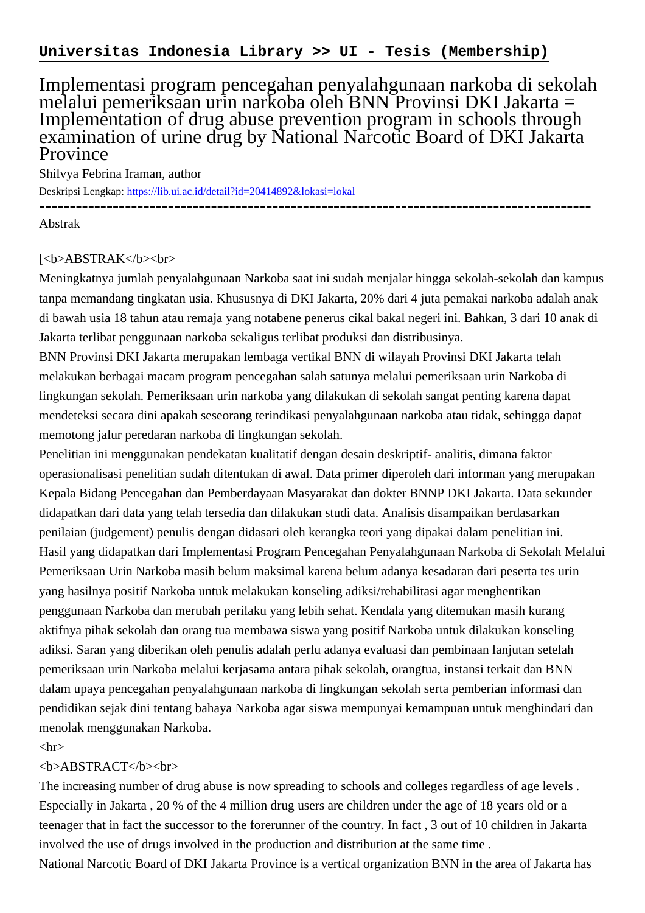**Universitas Indonesia Library >> UI - Tesis (Membership)**

# Implementasi program pencegahan penyalahgunaan narkoba di sekolah melalui pemeriksaan urin narkoba oleh BNN Provinsi DKI Jakarta = Implementation of drug abuse prevention program in schools through examination of urine drug by National Narcotic Board of DKI Jakarta Province

Shilvya Febrina Iraman, author

Deskripsi Lengkap: https://lib.ui.ac.id/detail?id=20414892&lokasi=lokal

------------------------------------------------------------------------------------------

Abstrak

[<b>ABSTRAK</b><br>

Meningkatnya jumlah penyalahgunaan Narkoba saat ini sudah menjalar hingga sekolah-sekolah dan kampus tanpa memandang tingkatan usia. Khususnya di DKI Jakarta, 20% dari 4 juta pemakai narkoba adalah anak di bawah usia 18 tahun atau remaja yang notabene penerus cikal bakal negeri ini. Bahkan, 3 dari 10 anak di Jakarta terlibat penggunaan narkoba sekaligus terlibat produksi dan distribusinya.

BNN Provinsi DKI Jakarta merupakan lembaga vertikal BNN di wilayah Provinsi DKI Jakarta telah melakukan berbagai macam program pencegahan salah satunya melalui pemeriksaan urin Narkoba di lingkungan sekolah. Pemeriksaan urin narkoba yang dilakukan di sekolah sangat penting karena dapat mendeteksi secara dini apakah seseorang terindikasi penyalahgunaan narkoba atau tidak, sehingga dapat memotong jalur peredaran narkoba di lingkungan sekolah.

Penelitian ini menggunakan pendekatan kualitatif dengan desain deskriptif- analitis, dimana faktor operasionalisasi penelitian sudah ditentukan di awal. Data primer diperoleh dari informan yang merupakan Kepala Bidang Pencegahan dan Pemberdayaan Masyarakat dan dokter BNNP DKI Jakarta. Data sekunder didapatkan dari data yang telah tersedia dan dilakukan studi data. Analisis disampaikan berdasarkan penilaian (judgement) penulis dengan didasari oleh kerangka teori yang dipakai dalam penelitian ini.

Hasil yang didapatkan dari Implementasi Program Pencegahan Penyalahgunaan Narkoba di Sekolah Melalui Pemeriksaan Urin Narkoba masih belum maksimal karena belum adanya kesadaran dari peserta tes urin yang hasilnya positif Narkoba untuk melakukan konseling adiksi/rehabilitasi agar menghentikan penggunaan Narkoba dan merubah perilaku yang lebih sehat. Kendala yang ditemukan masih kurang aktifnya pihak sekolah dan orang tua membawa siswa yang positif Narkoba untuk dilakukan konseling adiksi. Saran yang diberikan oleh penulis adalah perlu adanya evaluasi dan pembinaan lanjutan setelah pemeriksaan urin Narkoba melalui kerjasama antara pihak sekolah, orangtua, instansi terkait dan BNN dalam upaya pencegahan penyalahgunaan narkoba di lingkungan sekolah serta pemberian informasi dan pendidikan sejak dini tentang bahaya Narkoba agar siswa mempunyai kemampuan untuk menghindari dan menolak menggunakan Narkoba.

<hr>

<b>ABSTRACT</b><br>

The increasing number of drug abuse is now spreading to schools and colleges regardless of age levels . Especially in Jakarta , 20 % of the 4 million drug users are children under the age of 18 years old or a teenager that in fact the successor to the forerunner of the country. In fact , 3 out of 10 children in Jakarta involved the use of drugs involved in the production and distribution at the same time .

National Narcotic Board of DKI Jakarta Province is a vertical organization BNN in the area of Jakarta has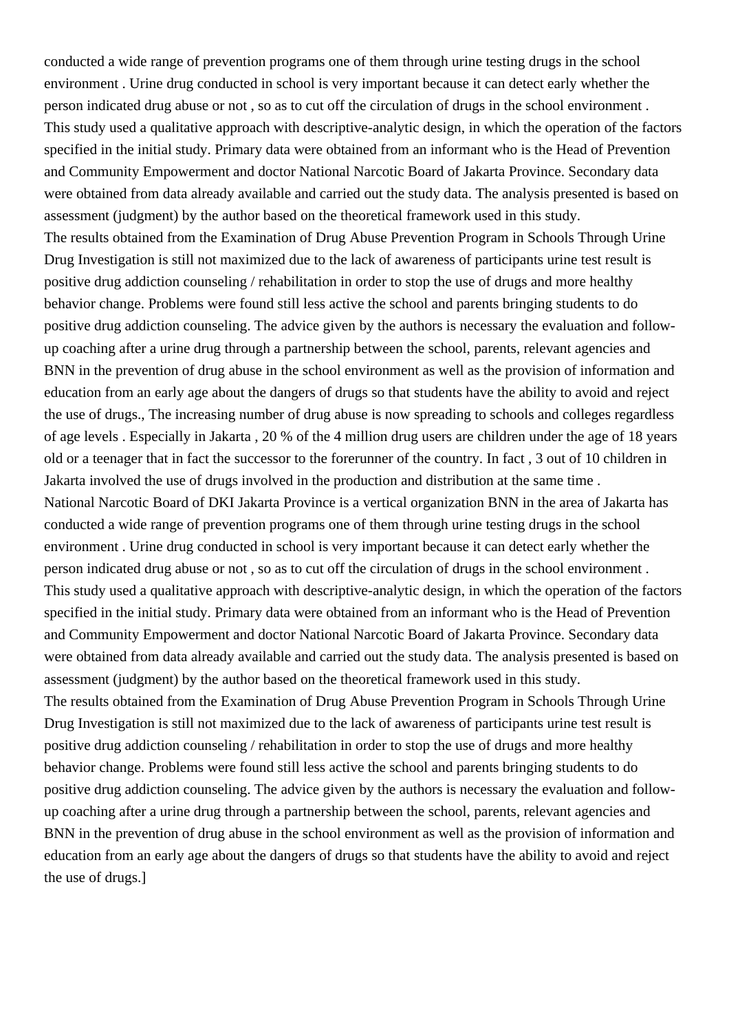conducted a wide range of prevention programs one of them through urine testing drugs in the school environment . Urine drug conducted in school is very important because it can detect early whether the person indicated drug abuse or not , so as to cut off the circulation of drugs in the school environment .
This study used a qualitative approach with descriptive-analytic design, in which the operation of the factors specified in the initial study. Primary data were obtained from an informant who is the Head of Prevention and Community Empowerment and doctor National Narcotic Board of Jakarta Province. Secondary data were obtained from data already available and carried out the study data. The analysis presented is based on assessment (judgment) by the author based on the theoretical framework used in this study.
The results obtained from the Examination of Drug Abuse Prevention Program in Schools Through Urine Drug Investigation is still not maximized due to the lack of awareness of participants urine test result is positive drug addiction counseling / rehabilitation in order to stop the use of drugs and more healthy behavior change. Problems were found still less active the school and parents bringing students to do positive drug addiction counseling. The advice given by the authors is necessary the evaluation and follow-up coaching after a urine drug through a partnership between the school, parents, relevant agencies and BNN in the prevention of drug abuse in the school environment as well as the provision of information and education from an early age about the dangers of drugs so that students have the ability to avoid and reject the use of drugs., The increasing number of drug abuse is now spreading to schools and colleges regardless of age levels . Especially in Jakarta , 20 % of the 4 million drug users are children under the age of 18 years old or a teenager that in fact the successor to the forerunner of the country. In fact , 3 out of 10 children in Jakarta involved the use of drugs involved in the production and distribution at the same time .
National Narcotic Board of DKI Jakarta Province is a vertical organization BNN in the area of Jakarta has conducted a wide range of prevention programs one of them through urine testing drugs in the school environment . Urine drug conducted in school is very important because it can detect early whether the person indicated drug abuse or not , so as to cut off the circulation of drugs in the school environment .
This study used a qualitative approach with descriptive-analytic design, in which the operation of the factors specified in the initial study. Primary data were obtained from an informant who is the Head of Prevention and Community Empowerment and doctor National Narcotic Board of Jakarta Province. Secondary data were obtained from data already available and carried out the study data. The analysis presented is based on assessment (judgment) by the author based on the theoretical framework used in this study.
The results obtained from the Examination of Drug Abuse Prevention Program in Schools Through Urine Drug Investigation is still not maximized due to the lack of awareness of participants urine test result is positive drug addiction counseling / rehabilitation in order to stop the use of drugs and more healthy behavior change. Problems were found still less active the school and parents bringing students to do positive drug addiction counseling. The advice given by the authors is necessary the evaluation and follow-up coaching after a urine drug through a partnership between the school, parents, relevant agencies and BNN in the prevention of drug abuse in the school environment as well as the provision of information and education from an early age about the dangers of drugs so that students have the ability to avoid and reject the use of drugs.]